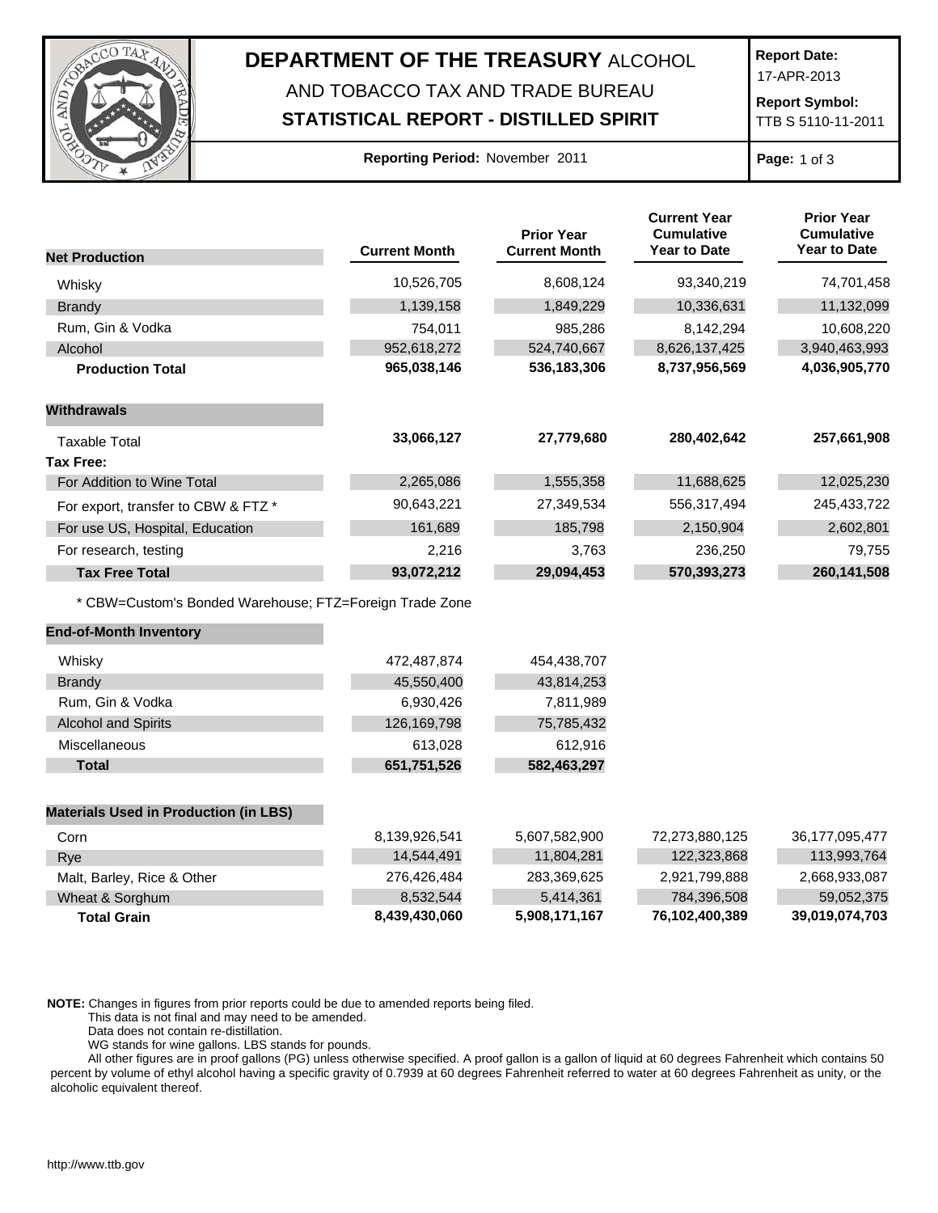# DEPARTMENT OF THE TREASURY ALCOHOL AND TOBACCO TAX AND TRADE BUREAU

## STATISTICAL REPORT - DISTILLED SPIRIT

**Report Date:** 17-APR-2013

**Report Symbol:** TTB S 5110-11-2011

**Reporting Period:** November 2011

| **Net Production** | **Current Month** | **Prior Year Current Month** | **Current Year Cumulative Year to Date** | **Prior Year Cumulative Year to Date** |
|---|---|---|---|---|
| Whisky | 10,526,705 | 8,608,124 | 93,340,219 | 74,701,458 |
| Brandy | 1,139,158 | 1,849,229 | 10,336,631 | 11,132,099 |
| Rum, Gin & Vodka | 754,011 | 985,286 | 8,142,294 | 10,608,220 |
| Alcohol | 952,618,272 | 524,740,667 | 8,626,137,425 | 3,940,463,993 |
| **Production Total** | **965,038,146** | **536,183,306** | **8,737,956,569** | **4,036,905,770** |
| **Withdrawals** | | | | |
| Taxable Total | **33,066,127** | **27,779,680** | **280,402,642** | **257,661,908** |
| **Tax Free:** | | | | |
| For Addition to Wine Total | 2,265,086 | 1,555,358 | 11,688,625 | 12,025,230 |
| For export, transfer to CBW & FTZ * | 90,643,221 | 27,349,534 | 556,317,494 | 245,433,722 |
| For use US, Hospital, Education | 161,689 | 185,798 | 2,150,904 | 2,602,801 |
| For research, testing | 2,216 | 3,763 | 236,250 | 79,755 |
| **Tax Free Total** | **93,072,212** | **29,094,453** | **570,393,273** | **260,141,508** |

* CBW=Custom's Bonded Warehouse; FTZ=Foreign Trade Zone

| **End-of-Month Inventory** | **Current Month** | **Prior Year Current Month** |
|---|---|---|
| Whisky | 472,487,874 | 454,438,707 |
| Brandy | 45,550,400 | 43,814,253 |
| Rum, Gin & Vodka | 6,930,426 | 7,811,989 |
| Alcohol and Spirits | 126,169,798 | 75,785,432 |
| Miscellaneous | 613,028 | 612,916 |
| **Total** | **651,751,526** | **582,463,297** |

| **Materials Used in Production (in LBS)** | **Current Month** | **Prior Year Current Month** | **Current Year Cumulative Year to Date** | **Prior Year Cumulative Year to Date** |
|---|---|---|---|---|
| Corn | 8,139,926,541 | 5,607,582,900 | 72,273,880,125 | 36,177,095,477 |
| Rye | 14,544,491 | 11,804,281 | 122,323,868 | 113,993,764 |
| Malt, Barley, Rice & Other | 276,426,484 | 283,369,625 | 2,921,799,888 | 2,668,933,087 |
| Wheat & Sorghum | 8,532,544 | 5,414,361 | 784,396,508 | 59,052,375 |
| **Total Grain** | **8,439,430,060** | **5,908,171,167** | **76,102,400,389** | **39,019,074,703** |

**NOTE:** Changes in figures from prior reports could be due to amended reports being filed.
This data is not final and may need to be amended.
Data does not contain re-distillation.
WG stands for wine gallons. LBS stands for pounds.
All other figures are in proof gallons (PG) unless otherwise specified. A proof gallon is a gallon of liquid at 60 degrees Fahrenheit which contains 50 percent by volume of ethyl alcohol having a specific gravity of 0.7939 at 60 degrees Fahrenheit referred to water at 60 degrees Fahrenheit as unity, or the alcoholic equivalent thereof.

http://www.ttb.gov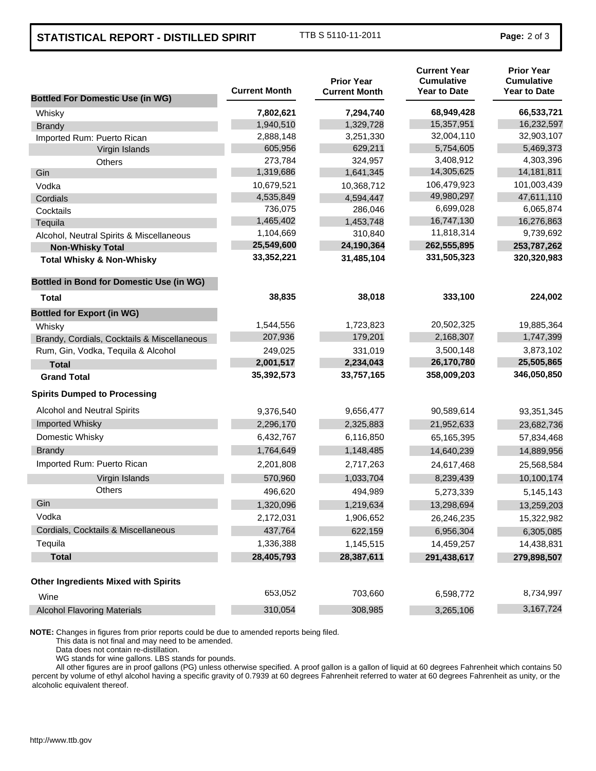**STATISTICAL REPORT - DISTILLED SPIRIT** TTB S 5110-11-2011

| Bottled For Domestic Use (in WG) | Current Month | Prior Year Current Month | Current Year Cumulative Year to Date | Prior Year Cumulative Year to Date |
|---|---|---|---|---|
| Whisky | **7,802,621** | **7,294,740** | **68,949,428** | **66,533,721** |
| Brandy | 1,940,510 | 1,329,728 | 15,357,951 | 16,232,597 |
| Imported Rum: Puerto Rican | 2,888,148 | 3,251,330 | 32,004,110 | 32,903,107 |
| Virgin Islands | 605,956 | 629,211 | 5,754,605 | 5,469,373 |
| Others | 273,784 | 324,957 | 3,408,912 | 4,303,396 |
| Gin | 1,319,686 | 1,641,345 | 14,305,625 | 14,181,811 |
| Vodka | 10,679,521 | 10,368,712 | 106,479,923 | 101,003,439 |
| Cordials | 4,535,849 | 4,594,447 | 49,980,297 | 47,611,110 |
| Cocktails | 736,075 | 286,046 | 6,699,028 | 6,065,874 |
| Tequila | 1,465,402 | 1,453,748 | 16,747,130 | 16,276,863 |
| Alcohol, Neutral Spirits & Miscellaneous | 1,104,669 | 310,840 | 11,818,314 | 9,739,692 |
| **Non-Whisky Total** | **25,549,600** | **24,190,364** | **262,555,895** | **253,787,262** |
| **Total Whisky & Non-Whisky** | **33,352,221** | **31,485,104** | **331,505,323** | **320,320,983** |
| **Bottled in Bond for Domestic Use (in WG)** | | | | |
| **Total** | **38,835** | **38,018** | **333,100** | **224,002** |
| **Bottled for Export (in WG)** | | | | |
| Whisky | 1,544,556 | 1,723,823 | 20,502,325 | 19,885,364 |
| Brandy, Cordials, Cocktails & Miscellaneous | 207,936 | 179,201 | 2,168,307 | 1,747,399 |
| Rum, Gin, Vodka, Tequila & Alcohol | 249,025 | 331,019 | 3,500,148 | 3,873,102 |
| **Total** | **2,001,517** | **2,234,043** | **26,170,780** | **25,505,865** |
| **Grand Total** | **35,392,573** | **33,757,165** | **358,009,203** | **346,050,850** |
| **Spirits Dumped to Processing** | | | | |
| Alcohol and Neutral Spirits | 9,376,540 | 9,656,477 | 90,589,614 | 93,351,345 |
| Imported Whisky | 2,296,170 | 2,325,883 | 21,952,633 | 23,682,736 |
| Domestic Whisky | 6,432,767 | 6,116,850 | 65,165,395 | 57,834,468 |
| Brandy | 1,764,649 | 1,148,485 | 14,640,239 | 14,889,956 |
| Imported Rum: Puerto Rican | 2,201,808 | 2,717,263 | 24,617,468 | 25,568,584 |
| Virgin Islands | 570,960 | 1,033,704 | 8,239,439 | 10,100,174 |
| Others | 496,620 | 494,989 | 5,273,339 | 5,145,143 |
| Gin | 1,320,096 | 1,219,634 | 13,298,694 | 13,259,203 |
| Vodka | 2,172,031 | 1,906,652 | 26,246,235 | 15,322,982 |
| Cordials, Cocktails & Miscellaneous | 437,764 | 622,159 | 6,956,304 | 6,305,085 |
| Tequila | 1,336,388 | 1,145,515 | 14,459,257 | 14,438,831 |
| **Total** | **28,405,793** | **28,387,611** | **291,438,617** | **279,898,507** |
| **Other Ingredients Mixed with Spirits** | | | | |
| Wine | 653,052 | 703,660 | 6,598,772 | 8,734,997 |
| Alcohol Flavoring Materials | 310,054 | 308,985 | 3,265,106 | 3,167,724 |

**NOTE:** Changes in figures from prior reports could be due to amended reports being filed.
This data is not final and may need to be amended.
Data does not contain re-distillation.
WG stands for wine gallons. LBS stands for pounds.
All other figures are in proof gallons (PG) unless otherwise specified. A proof gallon is a gallon of liquid at 60 degrees Fahrenheit which contains 50 percent by volume of ethyl alcohol having a specific gravity of 0.7939 at 60 degrees Fahrenheit referred to water at 60 degrees Fahrenheit as unity, or the alcoholic equivalent thereof.

http://www.ttb.gov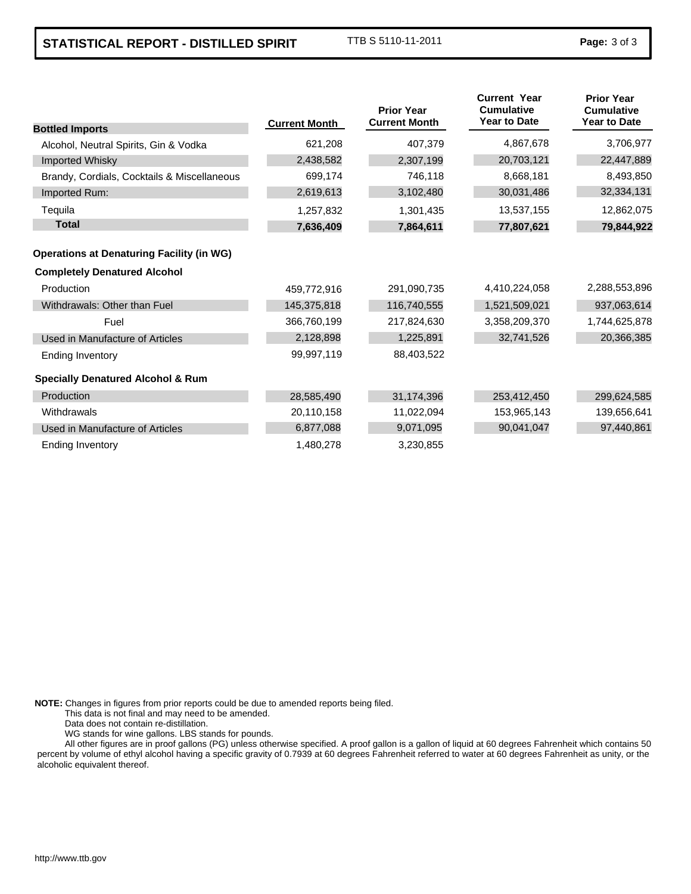# STATISTICAL REPORT - DISTILLED SPIRIT

TTB S 5110-11-2011

| Bottled Imports | Current Month | Prior Year Current Month | Current Year Cumulative Year to Date | Prior Year Cumulative Year to Date |
|---|---|---|---|---|
| Alcohol, Neutral Spirits, Gin & Vodka | 621,208 | 407,379 | 4,867,678 | 3,706,977 |
| Imported Whisky | 2,438,582 | 2,307,199 | 20,703,121 | 22,447,889 |
| Brandy, Cordials, Cocktails & Miscellaneous | 699,174 | 746,118 | 8,668,181 | 8,493,850 |
| Imported Rum: | 2,619,613 | 3,102,480 | 30,031,486 | 32,334,131 |
| Tequila | 1,257,832 | 1,301,435 | 13,537,155 | 12,862,075 |
| **Total** | **7,636,409** | **7,864,611** | **77,807,621** | **79,844,922** |
| **Operations at Denaturing Facility (in WG)** | | | | |
| **Completely Denatured Alcohol** | | | | |
| Production | 459,772,916 | 291,090,735 | 4,410,224,058 | 2,288,553,896 |
| Withdrawals: Other than Fuel | 145,375,818 | 116,740,555 | 1,521,509,021 | 937,063,614 |
| Fuel | 366,760,199 | 217,824,630 | 3,358,209,370 | 1,744,625,878 |
| Used in Manufacture of Articles | 2,128,898 | 1,225,891 | 32,741,526 | 20,366,385 |
| Ending Inventory | 99,997,119 | 88,403,522 | | |
| **Specially Denatured Alcohol & Rum** | | | | |
| Production | 28,585,490 | 31,174,396 | 253,412,450 | 299,624,585 |
| Withdrawals | 20,110,158 | 11,022,094 | 153,965,143 | 139,656,641 |
| Used in Manufacture of Articles | 6,877,088 | 9,071,095 | 90,041,047 | 97,440,861 |
| Ending Inventory | 1,480,278 | 3,230,855 | | |

**NOTE:** Changes in figures from prior reports could be due to amended reports being filed.
This data is not final and may need to be amended.
Data does not contain re-distillation.
WG stands for wine gallons. LBS stands for pounds.
All other figures are in proof gallons (PG) unless otherwise specified. A proof gallon is a gallon of liquid at 60 degrees Fahrenheit which contains 50 percent by volume of ethyl alcohol having a specific gravity of 0.7939 at 60 degrees Fahrenheit referred to water at 60 degrees Fahrenheit as unity, or the alcoholic equivalent thereof.

http://www.ttb.gov